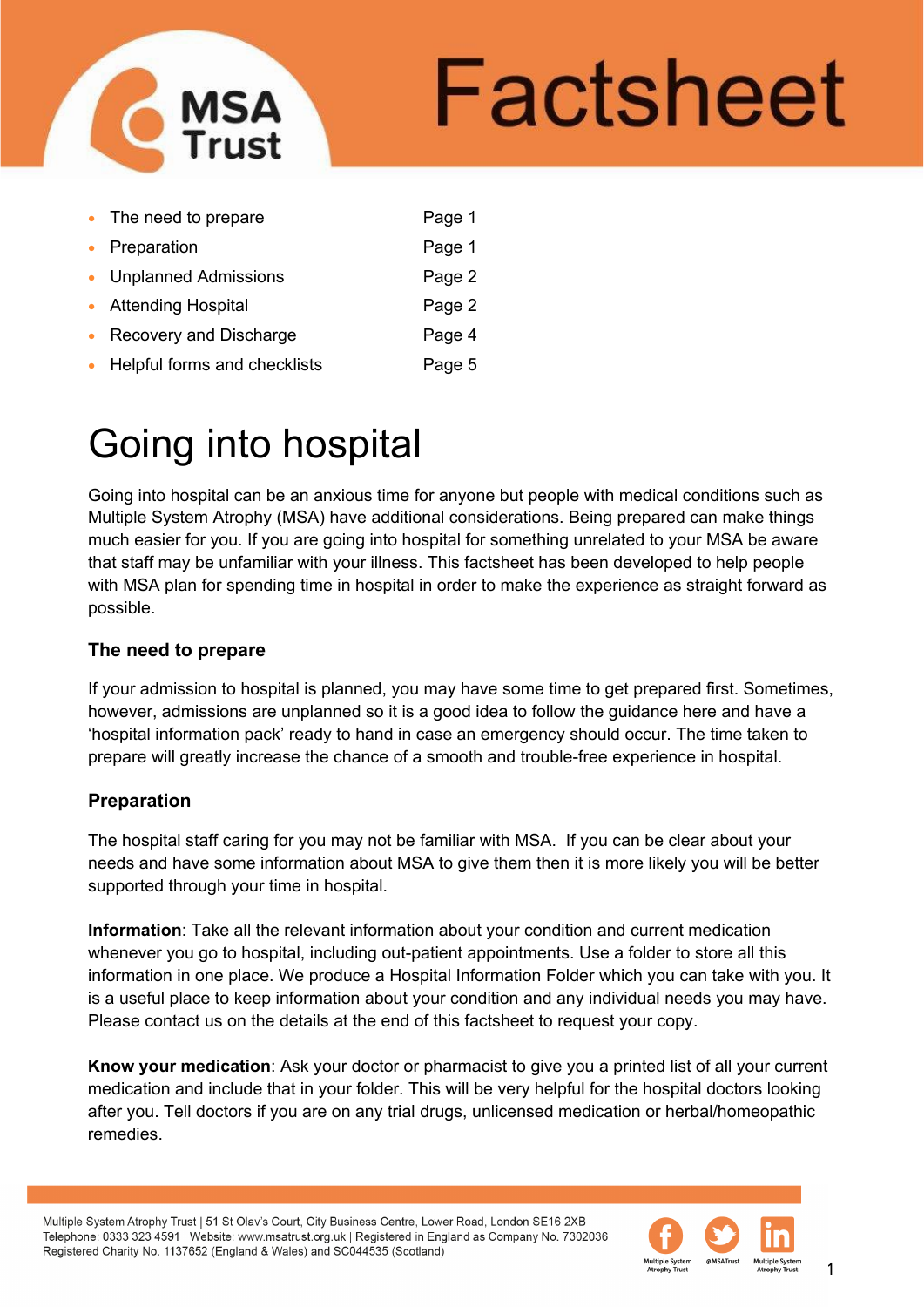# Factsheet

- The need to prepare — Page 1
- Preparation — Page 1
- Unplanned Admissions — Page 2
- Attending Hospital — Page 2
- Recovery and Discharge — Page 4
- Helpful forms and checklists — Page 5

# Going into hospital

Going into hospital can be an anxious time for anyone but people with medical conditions such as Multiple System Atrophy (MSA) have additional considerations. Being prepared can make things much easier for you. If you are going into hospital for something unrelated to your MSA be aware that staff may be unfamiliar with your illness. This factsheet has been developed to help people with MSA plan for spending time in hospital in order to make the experience as straight forward as possible.

### The need to prepare

If your admission to hospital is planned, you may have some time to get prepared first. Sometimes, however, admissions are unplanned so it is a good idea to follow the guidance here and have a 'hospital information pack' ready to hand in case an emergency should occur. The time taken to prepare will greatly increase the chance of a smooth and trouble-free experience in hospital.

### Preparation

The hospital staff caring for you may not be familiar with MSA. If you can be clear about your needs and have some information about MSA to give them then it is more likely you will be better supported through your time in hospital.

**Information**: Take all the relevant information about your condition and current medication whenever you go to hospital, including out-patient appointments. Use a folder to store all this information in one place. We produce a Hospital Information Folder which you can take with you. It is a useful place to keep information about your condition and any individual needs you may have. Please contact us on the details at the end of this factsheet to request your copy.

**Know your medication**: Ask your doctor or pharmacist to give you a printed list of all your current medication and include that in your folder. This will be very helpful for the hospital doctors looking after you. Tell doctors if you are on any trial drugs, unlicensed medication or herbal/homeopathic remedies.

Multiple System Atrophy Trust | 51 St Olav's Court, City Business Centre, Lower Road, London SE16 2XB
Telephone: 0333 323 4591 | Website: www.msatrust.org.uk | Registered in England as Company No. 7302036
Registered Charity No. 1137652 (England & Wales) and SC044535 (Scotland)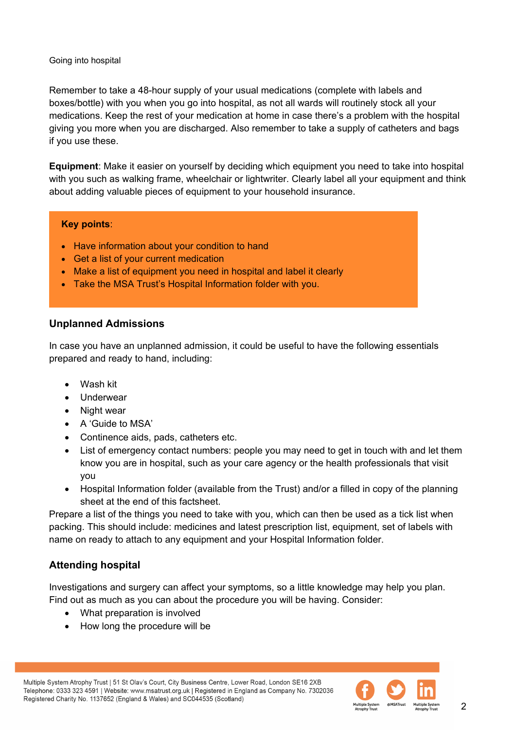Going into hospital

Remember to take a 48-hour supply of your usual medications (complete with labels and boxes/bottle) with you when you go into hospital, as not all wards will routinely stock all your medications. Keep the rest of your medication at home in case there's a problem with the hospital giving you more when you are discharged. Also remember to take a supply of catheters and bags if you use these.

**Equipment**: Make it easier on yourself by deciding which equipment you need to take into hospital with you such as walking frame, wheelchair or lightwriter. Clearly label all your equipment and think about adding valuable pieces of equipment to your household insurance.

**Key points**:

- Have information about your condition to hand
- Get a list of your current medication
- Make a list of equipment you need in hospital and label it clearly
- Take the MSA Trust's Hospital Information folder with you.

## Unplanned Admissions

In case you have an unplanned admission, it could be useful to have the following essentials prepared and ready to hand, including:

- Wash kit
- Underwear
- Night wear
- A 'Guide to MSA'
- Continence aids, pads, catheters etc.
- List of emergency contact numbers: people you may need to get in touch with and let them know you are in hospital, such as your care agency or the health professionals that visit you
- Hospital Information folder (available from the Trust) and/or a filled in copy of the planning sheet at the end of this factsheet.

Prepare a list of the things you need to take with you, which can then be used as a tick list when packing. This should include: medicines and latest prescription list, equipment, set of labels with name on ready to attach to any equipment and your Hospital Information folder.

## Attending hospital

Investigations and surgery can affect your symptoms, so a little knowledge may help you plan. Find out as much as you can about the procedure you will be having. Consider:

- What preparation is involved
- How long the procedure will be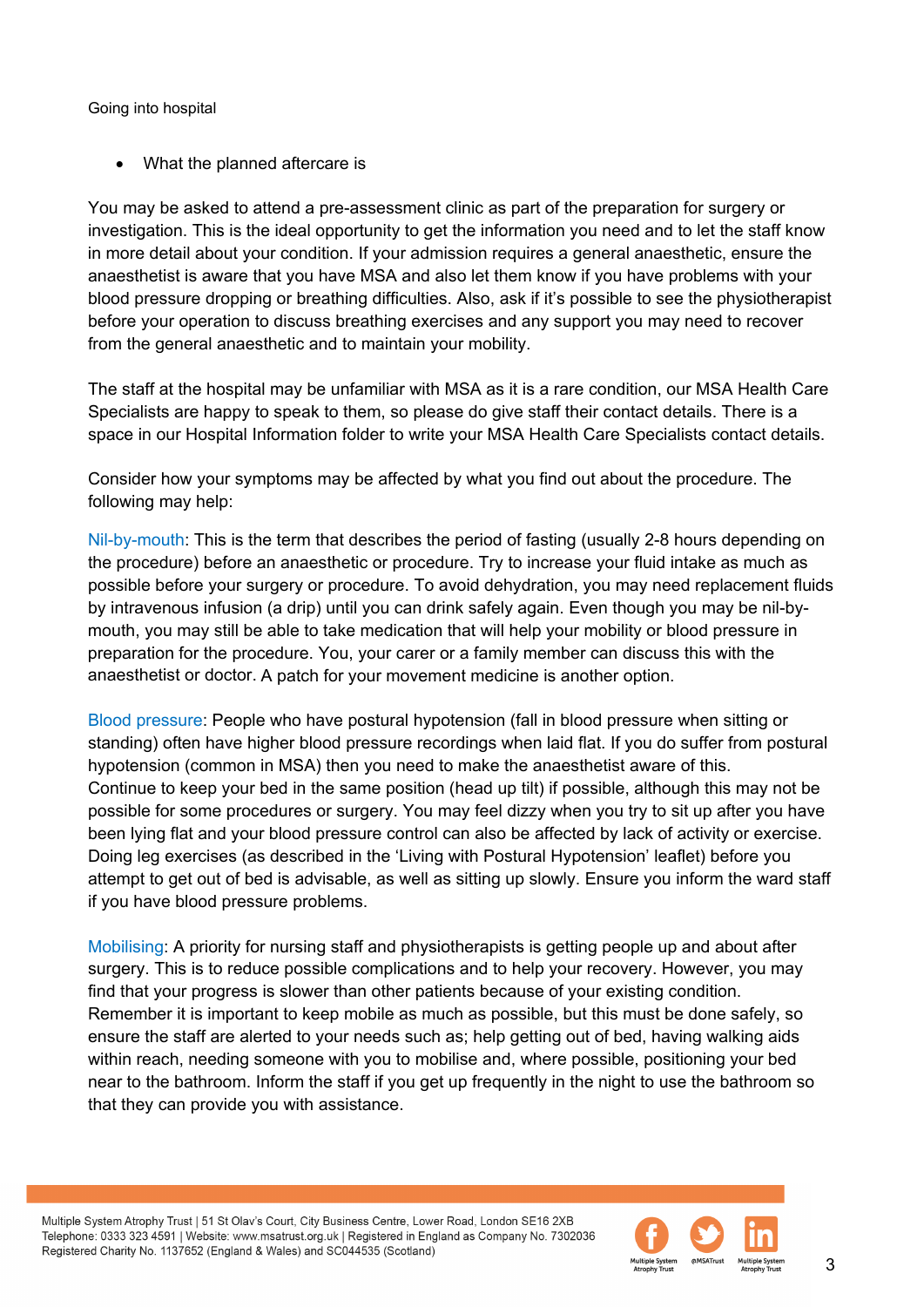- What the planned aftercare is

You may be asked to attend a pre-assessment clinic as part of the preparation for surgery or investigation. This is the ideal opportunity to get the information you need and to let the staff know in more detail about your condition. If your admission requires a general anaesthetic, ensure the anaesthetist is aware that you have MSA and also let them know if you have problems with your blood pressure dropping or breathing difficulties. Also, ask if it's possible to see the physiotherapist before your operation to discuss breathing exercises and any support you may need to recover from the general anaesthetic and to maintain your mobility.

The staff at the hospital may be unfamiliar with MSA as it is a rare condition, our MSA Health Care Specialists are happy to speak to them, so please do give staff their contact details. There is a space in our Hospital Information folder to write your MSA Health Care Specialists contact details.

Consider how your symptoms may be affected by what you find out about the procedure. The following may help:

Nil-by-mouth: This is the term that describes the period of fasting (usually 2-8 hours depending on the procedure) before an anaesthetic or procedure. Try to increase your fluid intake as much as possible before your surgery or procedure. To avoid dehydration, you may need replacement fluids by intravenous infusion (a drip) until you can drink safely again. Even though you may be nil-by-mouth, you may still be able to take medication that will help your mobility or blood pressure in preparation for the procedure. You, your carer or a family member can discuss this with the anaesthetist or doctor. A patch for your movement medicine is another option.

Blood pressure: People who have postural hypotension (fall in blood pressure when sitting or standing) often have higher blood pressure recordings when laid flat. If you do suffer from postural hypotension (common in MSA) then you need to make the anaesthetist aware of this.
Continue to keep your bed in the same position (head up tilt) if possible, although this may not be possible for some procedures or surgery. You may feel dizzy when you try to sit up after you have been lying flat and your blood pressure control can also be affected by lack of activity or exercise. Doing leg exercises (as described in the 'Living with Postural Hypotension' leaflet) before you attempt to get out of bed is advisable, as well as sitting up slowly. Ensure you inform the ward staff if you have blood pressure problems.

Mobilising: A priority for nursing staff and physiotherapists is getting people up and about after surgery. This is to reduce possible complications and to help your recovery. However, you may find that your progress is slower than other patients because of your existing condition.
Remember it is important to keep mobile as much as possible, but this must be done safely, so ensure the staff are alerted to your needs such as; help getting out of bed, having walking aids within reach, needing someone with you to mobilise and, where possible, positioning your bed near to the bathroom. Inform the staff if you get up frequently in the night to use the bathroom so that they can provide you with assistance.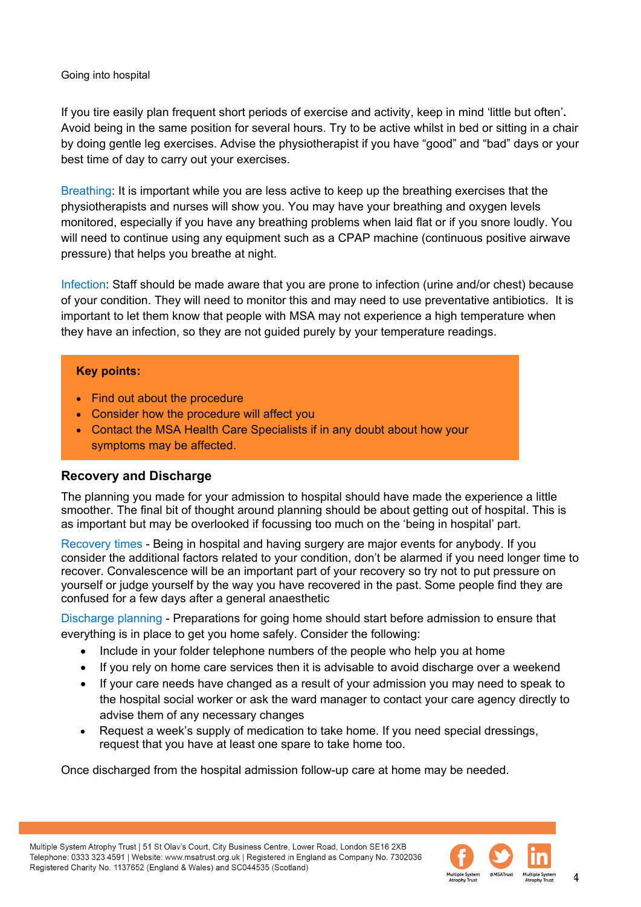If you tire easily plan frequent short periods of exercise and activity, keep in mind 'little but often'**.** Avoid being in the same position for several hours. Try to be active whilst in bed or sitting in a chair by doing gentle leg exercises. Advise the physiotherapist if you have "good" and "bad" days or your best time of day to carry out your exercises.

Breathing: It is important while you are less active to keep up the breathing exercises that the physiotherapists and nurses will show you. You may have your breathing and oxygen levels monitored, especially if you have any breathing problems when laid flat or if you snore loudly. You will need to continue using any equipment such as a CPAP machine (continuous positive airwave pressure) that helps you breathe at night.

Infection: Staff should be made aware that you are prone to infection (urine and/or chest) because of your condition. They will need to monitor this and may need to use preventative antibiotics. It is important to let them know that people with MSA may not experience a high temperature when they have an infection, so they are not guided purely by your temperature readings.

**Key points:**

- Find out about the procedure
- Consider how the procedure will affect you
- Contact the MSA Health Care Specialists if in any doubt about how your symptoms may be affected.

## Recovery and Discharge

The planning you made for your admission to hospital should have made the experience a little smoother. The final bit of thought around planning should be about getting out of hospital. This is as important but may be overlooked if focussing too much on the 'being in hospital' part.

Recovery times - Being in hospital and having surgery are major events for anybody. If you consider the additional factors related to your condition, don't be alarmed if you need longer time to recover. Convalescence will be an important part of your recovery so try not to put pressure on yourself or judge yourself by the way you have recovered in the past. Some people find they are confused for a few days after a general anaesthetic

Discharge planning - Preparations for going home should start before admission to ensure that everything is in place to get you home safely. Consider the following:

- Include in your folder telephone numbers of the people who help you at home
- If you rely on home care services then it is advisable to avoid discharge over a weekend
- If your care needs have changed as a result of your admission you may need to speak to the hospital social worker or ask the ward manager to contact your care agency directly to advise them of any necessary changes
- Request a week's supply of medication to take home. If you need special dressings, request that you have at least one spare to take home too.

Once discharged from the hospital admission follow-up care at home may be needed.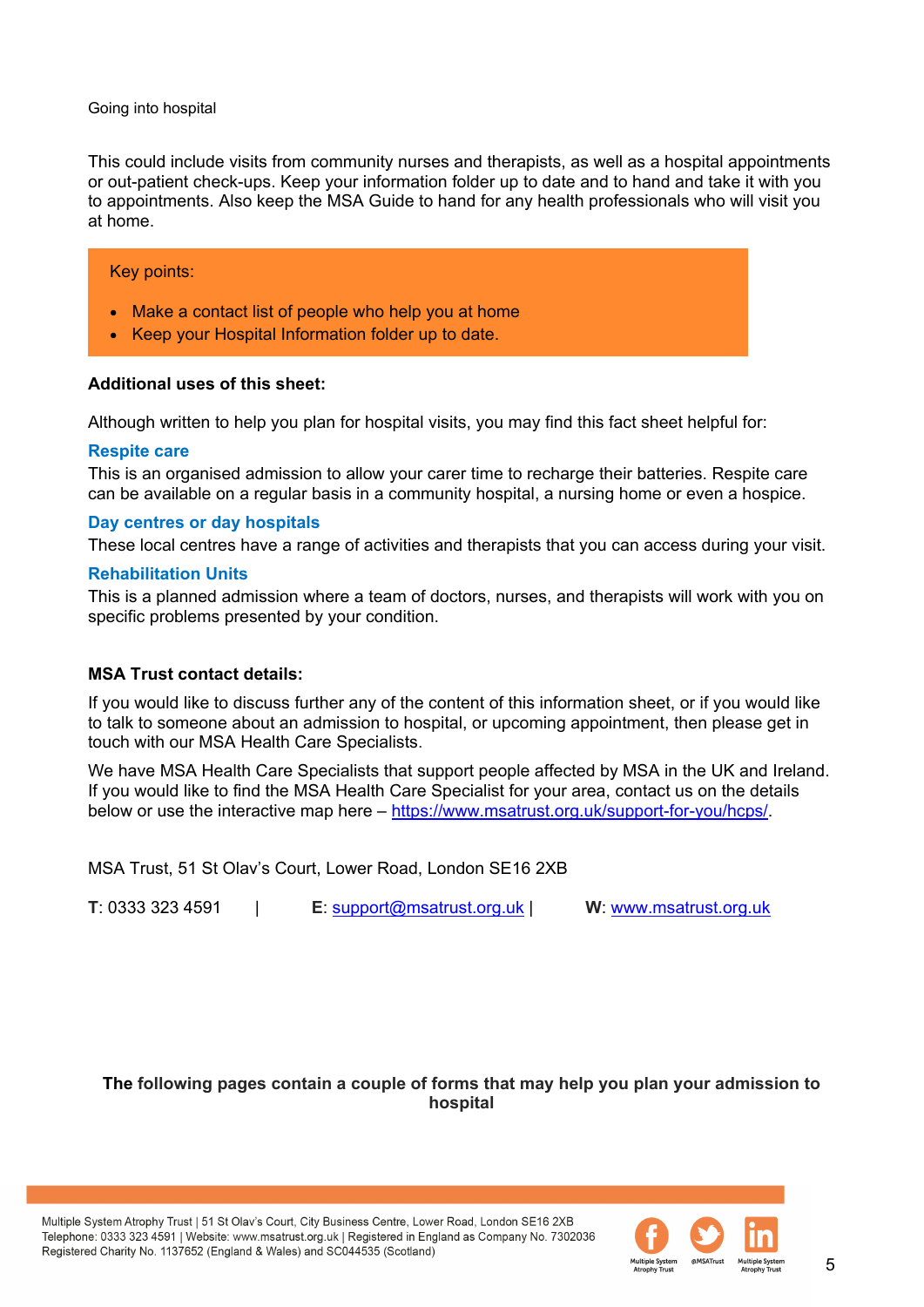Going into hospital

This could include visits from community nurses and therapists, as well as a hospital appointments or out-patient check-ups. Keep your information folder up to date and to hand and take it with you to appointments. Also keep the MSA Guide to hand for any health professionals who will visit you at home.

Key points:

- Make a contact list of people who help you at home
- Keep your Hospital Information folder up to date.

**Additional uses of this sheet:**

Although written to help you plan for hospital visits, you may find this fact sheet helpful for:

### Respite care

This is an organised admission to allow your carer time to recharge their batteries. Respite care can be available on a regular basis in a community hospital, a nursing home or even a hospice.

### Day centres or day hospitals

These local centres have a range of activities and therapists that you can access during your visit.

### Rehabilitation Units

This is a planned admission where a team of doctors, nurses, and therapists will work with you on specific problems presented by your condition.

**MSA Trust contact details:**

If you would like to discuss further any of the content of this information sheet, or if you would like to talk to someone about an admission to hospital, or upcoming appointment, then please get in touch with our MSA Health Care Specialists.

We have MSA Health Care Specialists that support people affected by MSA in the UK and Ireland. If you would like to find the MSA Health Care Specialist for your area, contact us on the details below or use the interactive map here – https://www.msatrust.org.uk/support-for-you/hcps/.

MSA Trust, 51 St Olav's Court, Lower Road, London SE16 2XB

**T**: 0333 323 4591 | **E**: support@msatrust.org.uk | **W**: www.msatrust.org.uk

**The following pages contain a couple of forms that may help you plan your admission to hospital**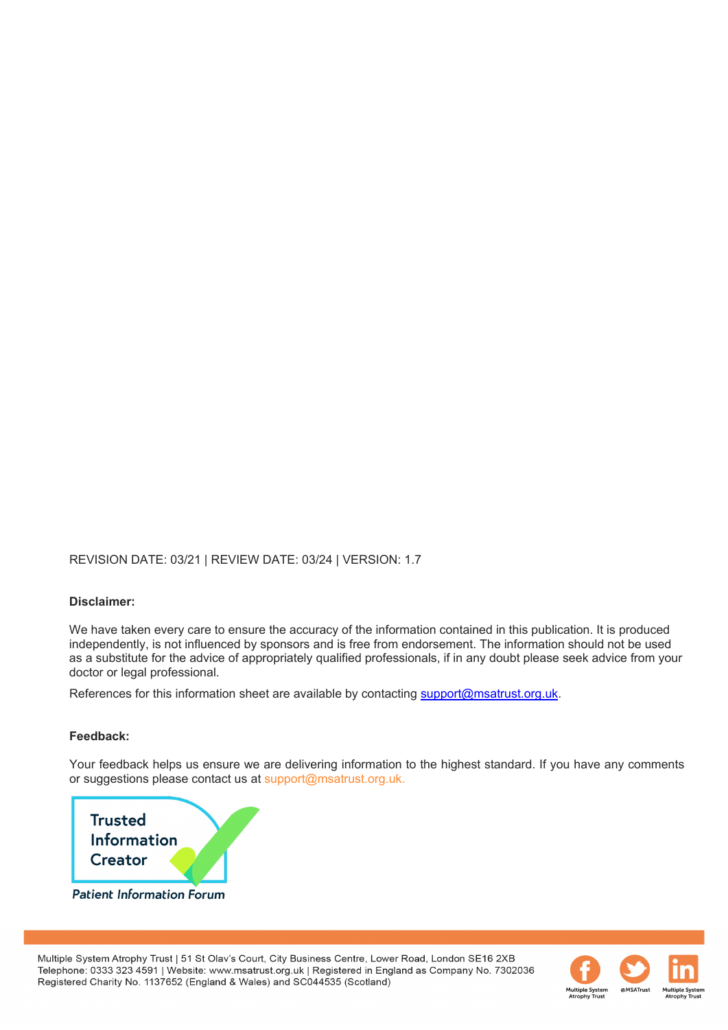REVISION DATE: 03/21 | REVIEW DATE: 03/24 | VERSION: 1.7

**Disclaimer:**

We have taken every care to ensure the accuracy of the information contained in this publication. It is produced independently, is not influenced by sponsors and is free from endorsement. The information should not be used as a substitute for the advice of appropriately qualified professionals, if in any doubt please seek advice from your doctor or legal professional.

References for this information sheet are available by contacting support@msatrust.org.uk.

**Feedback:**

Your feedback helps us ensure we are delivering information to the highest standard. If you have any comments or suggestions please contact us at support@msatrust.org.uk.

Trusted Information Creator

*Patient Information Forum*

Multiple System Atrophy Trust | 51 St Olav's Court, City Business Centre, Lower Road, London SE16 2XB
Telephone: 0333 323 4591 | Website: www.msatrust.org.uk | Registered in England as Company No. 7302036
Registered Charity No. 1137652 (England & Wales) and SC044535 (Scotland)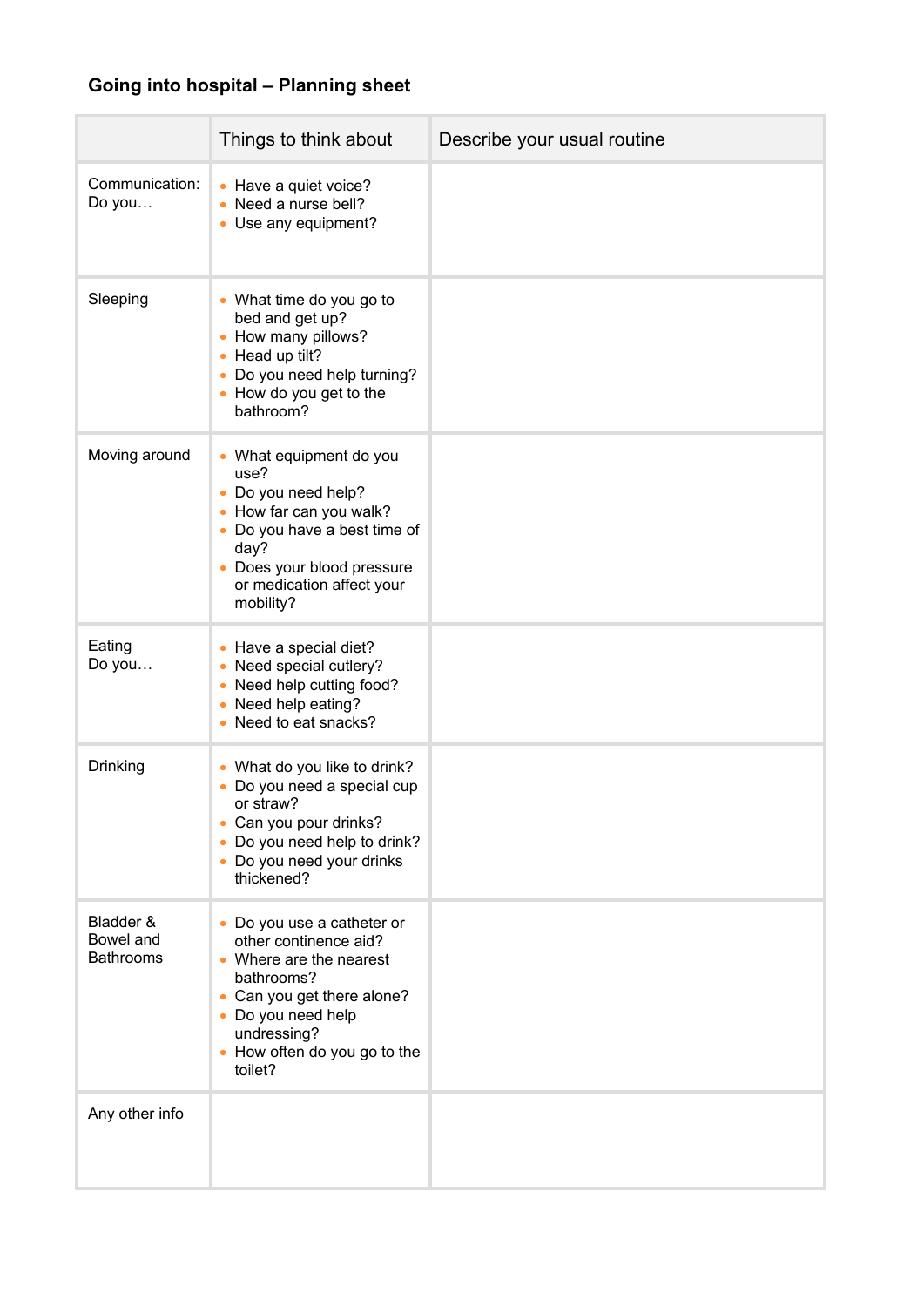## Going into hospital – Planning sheet

| | Things to think about | Describe your usual routine |
|---|---|---|
| Communication: Do you… | • Have a quiet voice?<br>• Need a nurse bell?<br>• Use any equipment? | |
| Sleeping | • What time do you go to bed and get up?<br>• How many pillows?<br>• Head up tilt?<br>• Do you need help turning?<br>• How do you get to the bathroom? | |
| Moving around | • What equipment do you use?<br>• Do you need help?<br>• How far can you walk?<br>• Do you have a best time of day?<br>• Does your blood pressure or medication affect your mobility? | |
| Eating Do you… | • Have a special diet?<br>• Need special cutlery?<br>• Need help cutting food?<br>• Need help eating?<br>• Need to eat snacks? | |
| Drinking | • What do you like to drink?<br>• Do you need a special cup or straw?<br>• Can you pour drinks?<br>• Do you need help to drink?<br>• Do you need your drinks thickened? | |
| Bladder & Bowel and Bathrooms | • Do you use a catheter or other continence aid?<br>• Where are the nearest bathrooms?<br>• Can you get there alone?<br>• Do you need help undressing?<br>• How often do you go to the toilet? | |
| Any other info | | |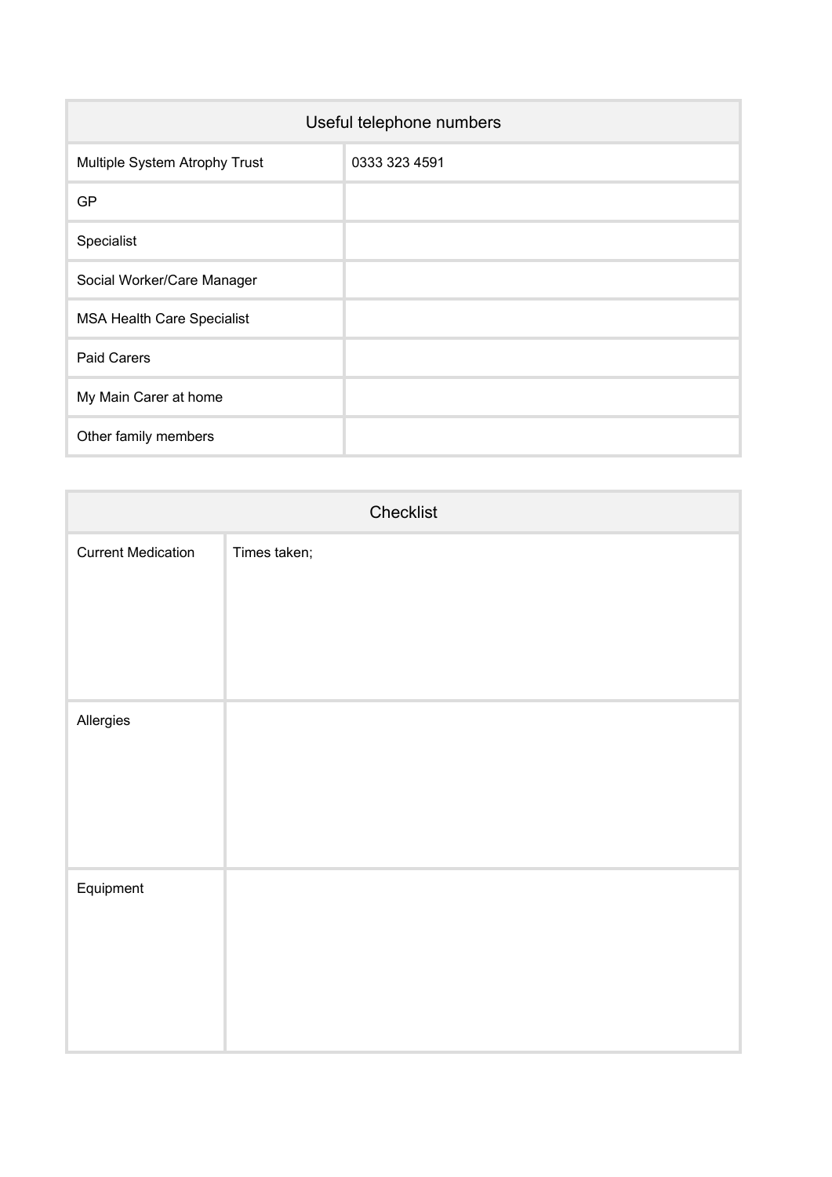| Useful telephone numbers | |
|---|---|
| Multiple System Atrophy Trust | 0333 323 4591 |
| GP | |
| Specialist | |
| Social Worker/Care Manager | |
| MSA Health Care Specialist | |
| Paid Carers | |
| My Main Carer at home | |
| Other family members | |

| Checklist | |
|---|---|
| Current Medication | Times taken; |
| Allergies | |
| Equipment | |